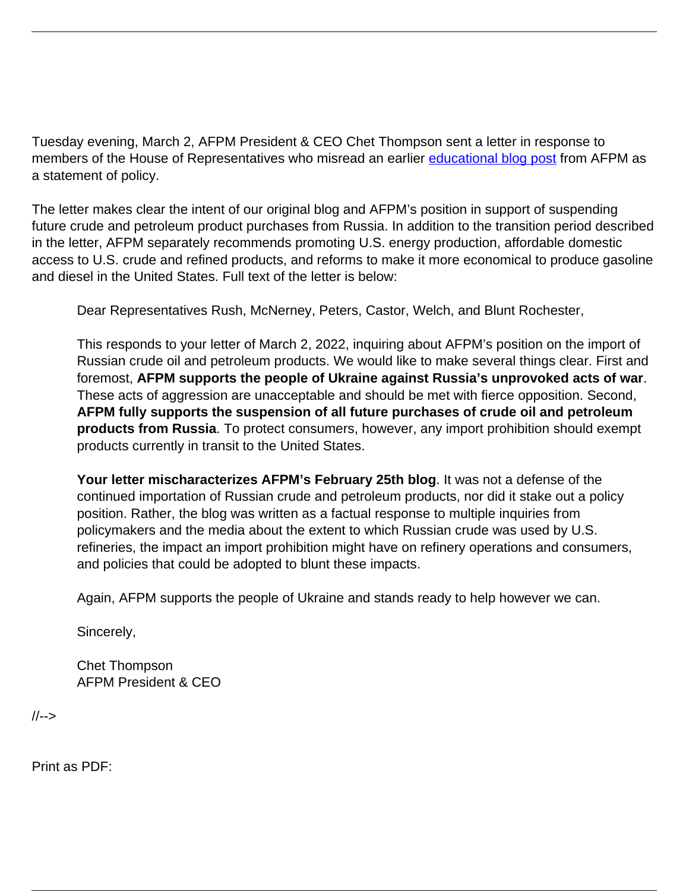Tuesday evening, March 2, AFPM President & CEO Chet Thompson sent a letter in response to members of the House of Representatives who misread an earlier [educational blog post]() from AFPM as a statement of policy.

The letter makes clear the intent of our original blog and AFPM's position in support of suspending future crude and petroleum product purchases from Russia. In addition to the transition period described in the letter, AFPM separately recommends promoting U.S. energy production, affordable domestic access to U.S. crude and refined products, and reforms to make it more economical to produce gasoline and diesel in the United States. Full text of the letter is below:

> Dear Representatives Rush, McNerney, Peters, Castor, Welch, and Blunt Rochester,
>
> This responds to your letter of March 2, 2022, inquiring about AFPM's position on the import of Russian crude oil and petroleum products. We would like to make several things clear. First and foremost, **AFPM supports the people of Ukraine against Russia's unprovoked acts of war**. These acts of aggression are unacceptable and should be met with fierce opposition. Second, **AFPM fully supports the suspension of all future purchases of crude oil and petroleum products from Russia**. To protect consumers, however, any import prohibition should exempt products currently in transit to the United States.
>
> **Your letter mischaracterizes AFPM's February 25th blog**. It was not a defense of the continued importation of Russian crude and petroleum products, nor did it stake out a policy position. Rather, the blog was written as a factual response to multiple inquiries from policymakers and the media about the extent to which Russian crude was used by U.S. refineries, the impact an import prohibition might have on refinery operations and consumers, and policies that could be adopted to blunt these impacts.
>
> Again, AFPM supports the people of Ukraine and stands ready to help however we can.
>
> Sincerely,
>
> Chet Thompson
> AFPM President & CEO

//-->

Print as PDF: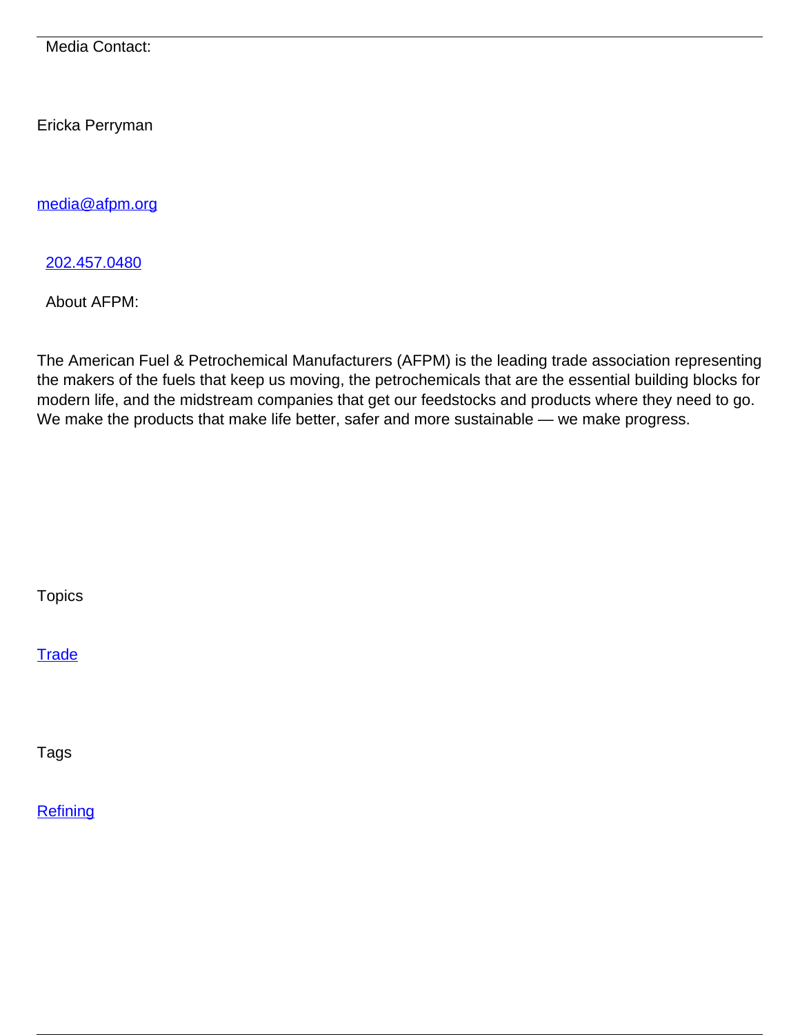Media Contact:

Ericka Perryman

media@afpm.org

202.457.0480

About AFPM:

The American Fuel & Petrochemical Manufacturers (AFPM) is the leading trade association representing the makers of the fuels that keep us moving, the petrochemicals that are the essential building blocks for modern life, and the midstream companies that get our feedstocks and products where they need to go. We make the products that make life better, safer and more sustainable — we make progress.

Topics

Trade

Tags

Refining